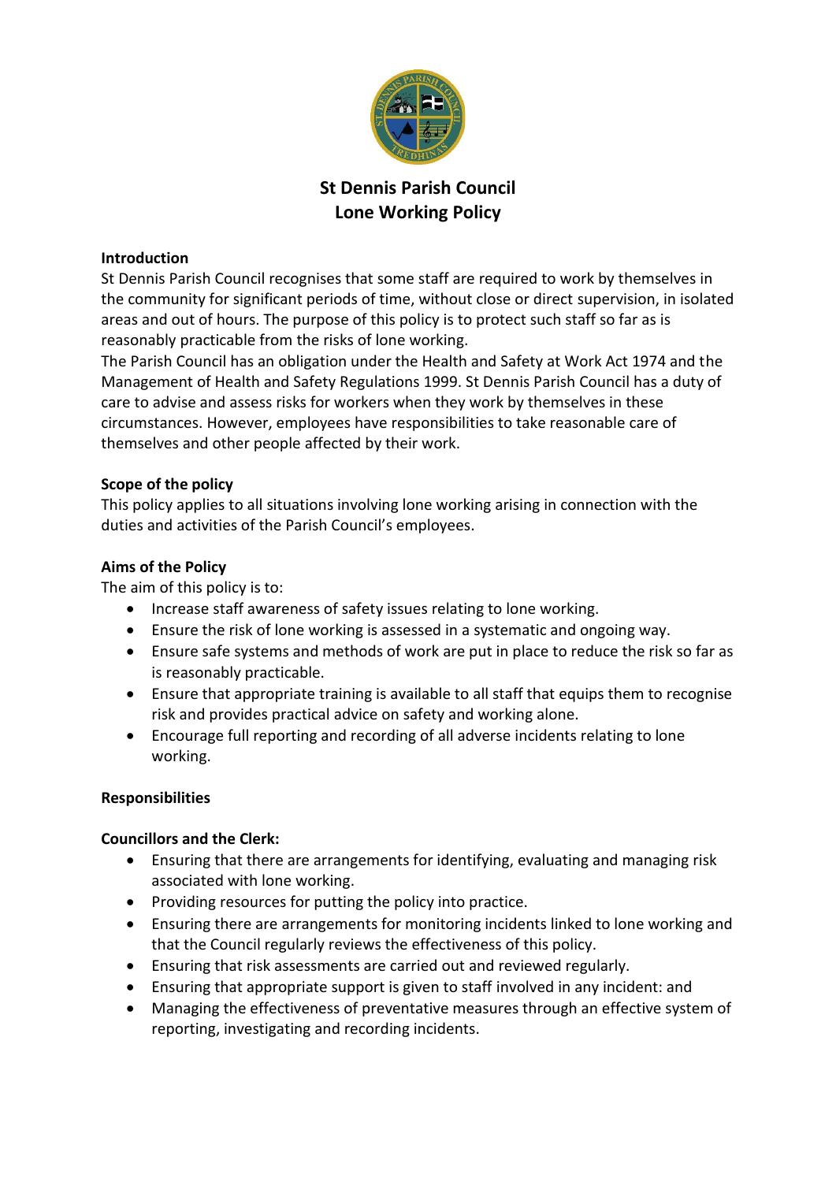# St Dennis Parish Council
# Lone Working Policy

**Introduction**

St Dennis Parish Council recognises that some staff are required to work by themselves in the community for significant periods of time, without close or direct supervision, in isolated areas and out of hours. The purpose of this policy is to protect such staff so far as is reasonably practicable from the risks of lone working.

The Parish Council has an obligation under the Health and Safety at Work Act 1974 and the Management of Health and Safety Regulations 1999. St Dennis Parish Council has a duty of care to advise and assess risks for workers when they work by themselves in these circumstances. However, employees have responsibilities to take reasonable care of themselves and other people affected by their work.

**Scope of the policy**

This policy applies to all situations involving lone working arising in connection with the duties and activities of the Parish Council's employees.

**Aims of the Policy**

The aim of this policy is to:

- Increase staff awareness of safety issues relating to lone working.
- Ensure the risk of lone working is assessed in a systematic and ongoing way.
- Ensure safe systems and methods of work are put in place to reduce the risk so far as is reasonably practicable.
- Ensure that appropriate training is available to all staff that equips them to recognise risk and provides practical advice on safety and working alone.
- Encourage full reporting and recording of all adverse incidents relating to lone working.

**Responsibilities**

**Councillors and the Clerk:**

- Ensuring that there are arrangements for identifying, evaluating and managing risk associated with lone working.
- Providing resources for putting the policy into practice.
- Ensuring there are arrangements for monitoring incidents linked to lone working and that the Council regularly reviews the effectiveness of this policy.
- Ensuring that risk assessments are carried out and reviewed regularly.
- Ensuring that appropriate support is given to staff involved in any incident: and
- Managing the effectiveness of preventative measures through an effective system of reporting, investigating and recording incidents.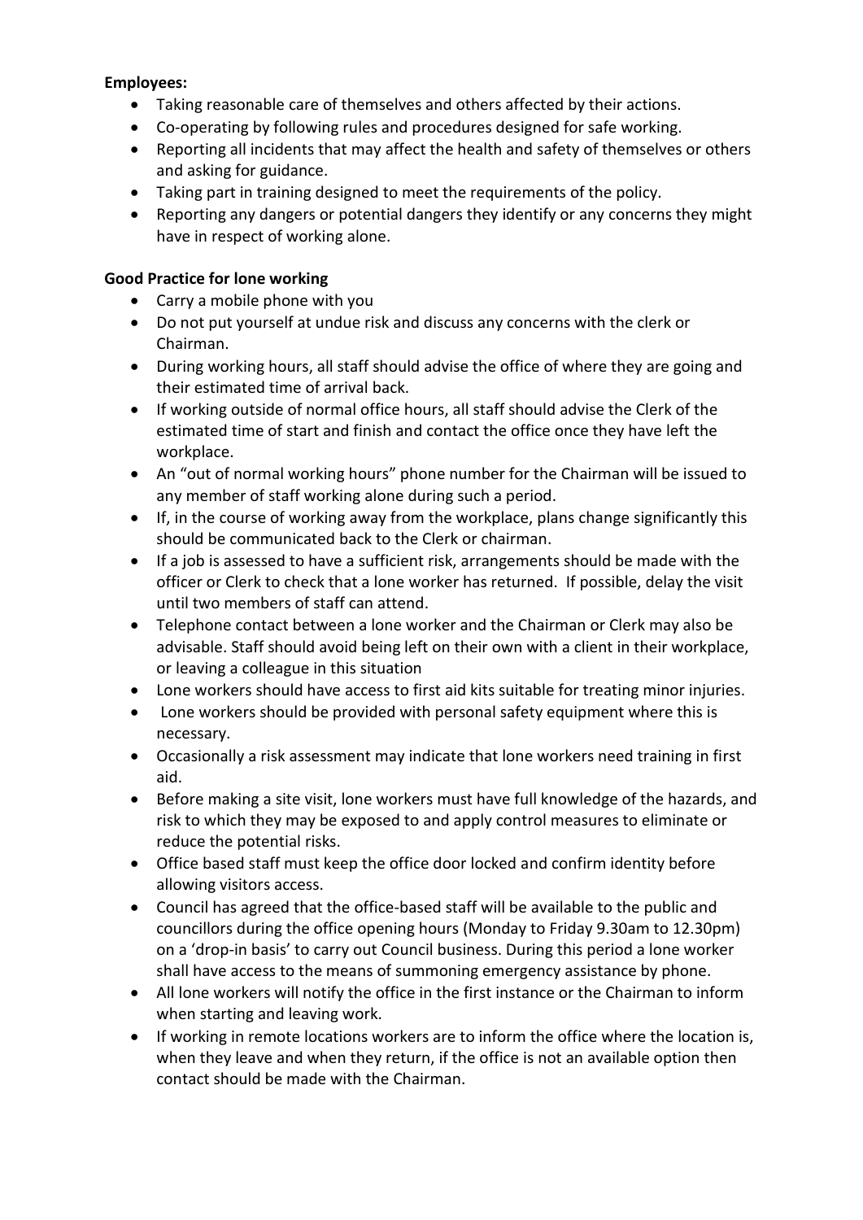**Employees:**

- Taking reasonable care of themselves and others affected by their actions.
- Co-operating by following rules and procedures designed for safe working.
- Reporting all incidents that may affect the health and safety of themselves or others and asking for guidance.
- Taking part in training designed to meet the requirements of the policy.
- Reporting any dangers or potential dangers they identify or any concerns they might have in respect of working alone.

**Good Practice for lone working**

- Carry a mobile phone with you
- Do not put yourself at undue risk and discuss any concerns with the clerk or Chairman.
- During working hours, all staff should advise the office of where they are going and their estimated time of arrival back.
- If working outside of normal office hours, all staff should advise the Clerk of the estimated time of start and finish and contact the office once they have left the workplace.
- An "out of normal working hours" phone number for the Chairman will be issued to any member of staff working alone during such a period.
- If, in the course of working away from the workplace, plans change significantly this should be communicated back to the Clerk or chairman.
- If a job is assessed to have a sufficient risk, arrangements should be made with the officer or Clerk to check that a lone worker has returned. If possible, delay the visit until two members of staff can attend.
- Telephone contact between a lone worker and the Chairman or Clerk may also be advisable. Staff should avoid being left on their own with a client in their workplace, or leaving a colleague in this situation
- Lone workers should have access to first aid kits suitable for treating minor injuries.
- Lone workers should be provided with personal safety equipment where this is necessary.
- Occasionally a risk assessment may indicate that lone workers need training in first aid.
- Before making a site visit, lone workers must have full knowledge of the hazards, and risk to which they may be exposed to and apply control measures to eliminate or reduce the potential risks.
- Office based staff must keep the office door locked and confirm identity before allowing visitors access.
- Council has agreed that the office-based staff will be available to the public and councillors during the office opening hours (Monday to Friday 9.30am to 12.30pm) on a 'drop-in basis' to carry out Council business. During this period a lone worker shall have access to the means of summoning emergency assistance by phone.
- All lone workers will notify the office in the first instance or the Chairman to inform when starting and leaving work.
- If working in remote locations workers are to inform the office where the location is, when they leave and when they return, if the office is not an available option then contact should be made with the Chairman.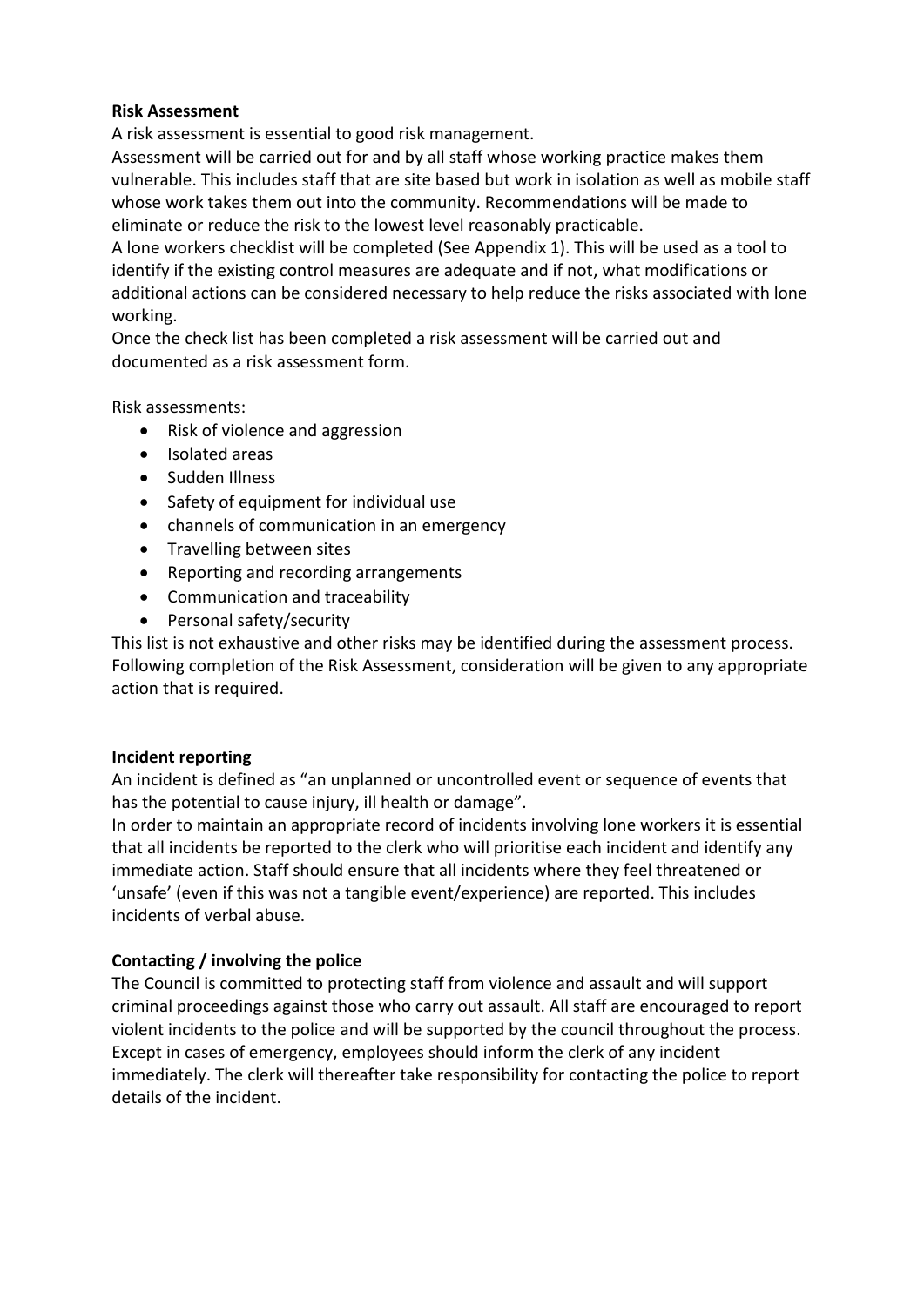**Risk Assessment**

A risk assessment is essential to good risk management.

Assessment will be carried out for and by all staff whose working practice makes them vulnerable. This includes staff that are site based but work in isolation as well as mobile staff whose work takes them out into the community. Recommendations will be made to eliminate or reduce the risk to the lowest level reasonably practicable.

A lone workers checklist will be completed (See Appendix 1). This will be used as a tool to identify if the existing control measures are adequate and if not, what modifications or additional actions can be considered necessary to help reduce the risks associated with lone working.

Once the check list has been completed a risk assessment will be carried out and documented as a risk assessment form.

Risk assessments:

- Risk of violence and aggression
- Isolated areas
- Sudden Illness
- Safety of equipment for individual use
- channels of communication in an emergency
- Travelling between sites
- Reporting and recording arrangements
- Communication and traceability
- Personal safety/security

This list is not exhaustive and other risks may be identified during the assessment process. Following completion of the Risk Assessment, consideration will be given to any appropriate action that is required.

**Incident reporting**

An incident is defined as "an unplanned or uncontrolled event or sequence of events that has the potential to cause injury, ill health or damage".

In order to maintain an appropriate record of incidents involving lone workers it is essential that all incidents be reported to the clerk who will prioritise each incident and identify any immediate action. Staff should ensure that all incidents where they feel threatened or 'unsafe' (even if this was not a tangible event/experience) are reported. This includes incidents of verbal abuse.

**Contacting / involving the police**

The Council is committed to protecting staff from violence and assault and will support criminal proceedings against those who carry out assault. All staff are encouraged to report violent incidents to the police and will be supported by the council throughout the process. Except in cases of emergency, employees should inform the clerk of any incident immediately. The clerk will thereafter take responsibility for contacting the police to report details of the incident.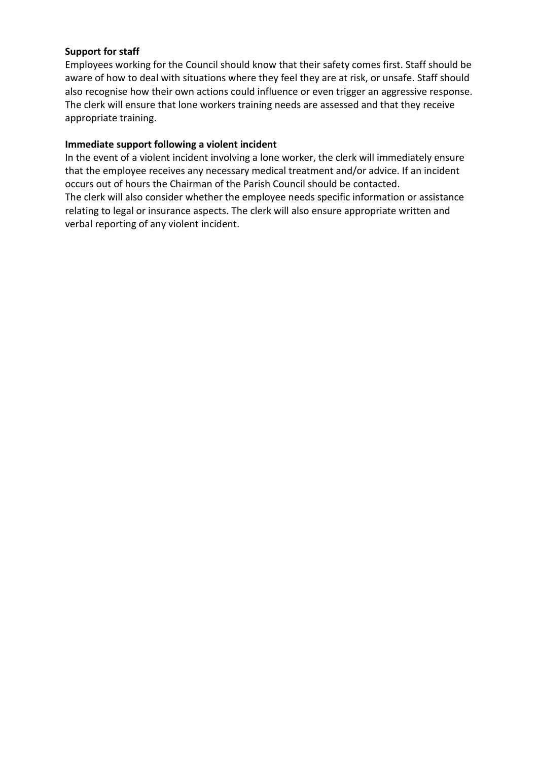**Support for staff**

Employees working for the Council should know that their safety comes first. Staff should be aware of how to deal with situations where they feel they are at risk, or unsafe. Staff should also recognise how their own actions could influence or even trigger an aggressive response. The clerk will ensure that lone workers training needs are assessed and that they receive appropriate training.

**Immediate support following a violent incident**

In the event of a violent incident involving a lone worker, the clerk will immediately ensure that the employee receives any necessary medical treatment and/or advice. If an incident occurs out of hours the Chairman of the Parish Council should be contacted.
The clerk will also consider whether the employee needs specific information or assistance relating to legal or insurance aspects. The clerk will also ensure appropriate written and verbal reporting of any violent incident.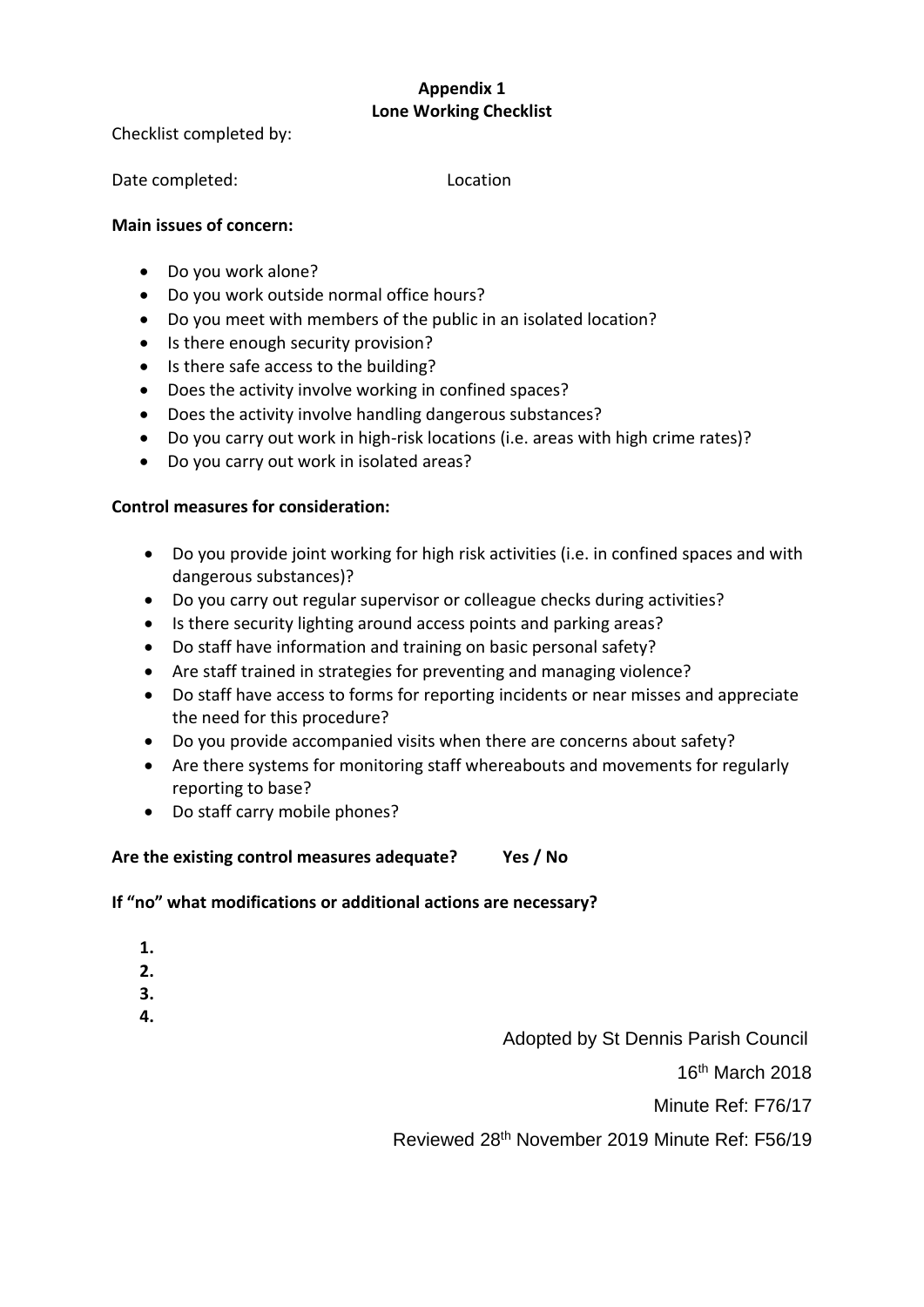**Appendix 1**
**Lone Working Checklist**

Checklist completed by:

Date completed: Location

**Main issues of concern:**

- Do you work alone?
- Do you work outside normal office hours?
- Do you meet with members of the public in an isolated location?
- Is there enough security provision?
- Is there safe access to the building?
- Does the activity involve working in confined spaces?
- Does the activity involve handling dangerous substances?
- Do you carry out work in high-risk locations (i.e. areas with high crime rates)?
- Do you carry out work in isolated areas?

**Control measures for consideration:**

- Do you provide joint working for high risk activities (i.e. in confined spaces and with dangerous substances)?
- Do you carry out regular supervisor or colleague checks during activities?
- Is there security lighting around access points and parking areas?
- Do staff have information and training on basic personal safety?
- Are staff trained in strategies for preventing and managing violence?
- Do staff have access to forms for reporting incidents or near misses and appreciate the need for this procedure?
- Do you provide accompanied visits when there are concerns about safety?
- Are there systems for monitoring staff whereabouts and movements for regularly reporting to base?
- Do staff carry mobile phones?

**Are the existing control measures adequate? Yes / No**

**If "no" what modifications or additional actions are necessary?**

1.
2.
3.
4.

Adopted by St Dennis Parish Council

16th March 2018

Minute Ref: F76/17

Reviewed 28th November 2019 Minute Ref: F56/19